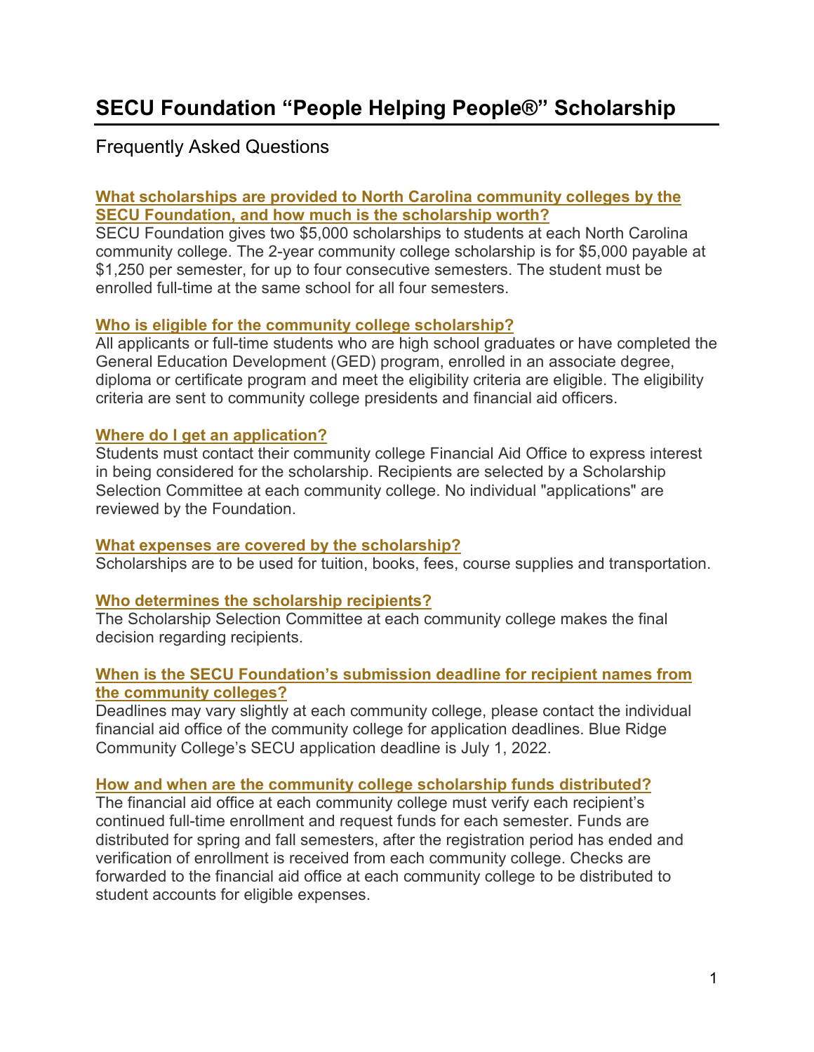# SECU Foundation "People Helping People®" Scholarship

## Frequently Asked Questions

### What scholarships are provided to North Carolina community colleges by the SECU Foundation, and how much is the scholarship worth?

SECU Foundation gives two $5,000 scholarships to students at each North Carolina community college. The 2-year community college scholarship is for $5,000 payable at $1,250 per semester, for up to four consecutive semesters. The student must be enrolled full-time at the same school for all four semesters.

### Who is eligible for the community college scholarship?

All applicants or full-time students who are high school graduates or have completed the General Education Development (GED) program, enrolled in an associate degree, diploma or certificate program and meet the eligibility criteria are eligible. The eligibility criteria are sent to community college presidents and financial aid officers.

### Where do I get an application?

Students must contact their community college Financial Aid Office to express interest in being considered for the scholarship. Recipients are selected by a Scholarship Selection Committee at each community college. No individual "applications" are reviewed by the Foundation.

### What expenses are covered by the scholarship?

Scholarships are to be used for tuition, books, fees, course supplies and transportation.

### Who determines the scholarship recipients?

The Scholarship Selection Committee at each community college makes the final decision regarding recipients.

### When is the SECU Foundation's submission deadline for recipient names from the community colleges?

Deadlines may vary slightly at each community college, please contact the individual financial aid office of the community college for application deadlines. Blue Ridge Community College's SECU application deadline is July 1, 2022.

### How and when are the community college scholarship funds distributed?

The financial aid office at each community college must verify each recipient's continued full-time enrollment and request funds for each semester. Funds are distributed for spring and fall semesters, after the registration period has ended and verification of enrollment is received from each community college. Checks are forwarded to the financial aid office at each community college to be distributed to student accounts for eligible expenses.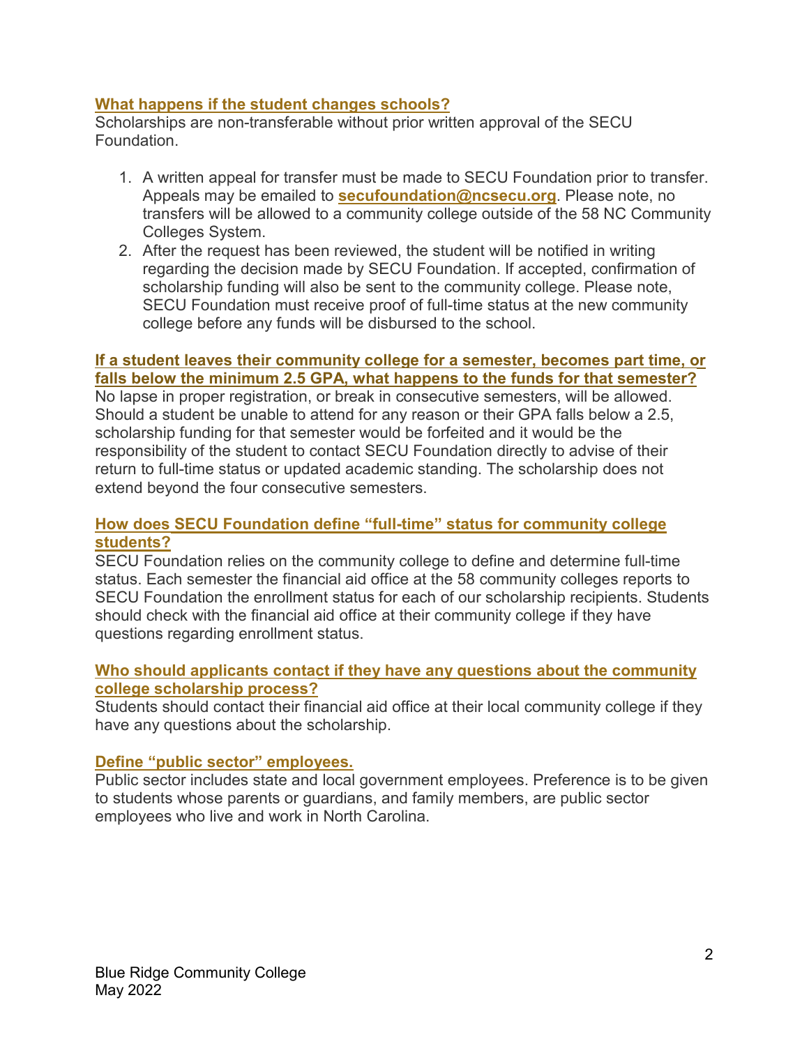### What happens if the student changes schools?

Scholarships are non-transferable without prior written approval of the SECU Foundation.

1. A written appeal for transfer must be made to SECU Foundation prior to transfer. Appeals may be emailed to **secufoundation@ncsecu.org**. Please note, no transfers will be allowed to a community college outside of the 58 NC Community Colleges System.
2. After the request has been reviewed, the student will be notified in writing regarding the decision made by SECU Foundation. If accepted, confirmation of scholarship funding will also be sent to the community college. Please note, SECU Foundation must receive proof of full-time status at the new community college before any funds will be disbursed to the school.

### If a student leaves their community college for a semester, becomes part time, or falls below the minimum 2.5 GPA, what happens to the funds for that semester?

No lapse in proper registration, or break in consecutive semesters, will be allowed. Should a student be unable to attend for any reason or their GPA falls below a 2.5, scholarship funding for that semester would be forfeited and it would be the responsibility of the student to contact SECU Foundation directly to advise of their return to full-time status or updated academic standing. The scholarship does not extend beyond the four consecutive semesters.

### How does SECU Foundation define "full-time" status for community college students?

SECU Foundation relies on the community college to define and determine full-time status. Each semester the financial aid office at the 58 community colleges reports to SECU Foundation the enrollment status for each of our scholarship recipients. Students should check with the financial aid office at their community college if they have questions regarding enrollment status.

### Who should applicants contact if they have any questions about the community college scholarship process?

Students should contact their financial aid office at their local community college if they have any questions about the scholarship.

### Define "public sector" employees.

Public sector includes state and local government employees. Preference is to be given to students whose parents or guardians, and family members, are public sector employees who live and work in North Carolina.

Blue Ridge Community College
May 2022